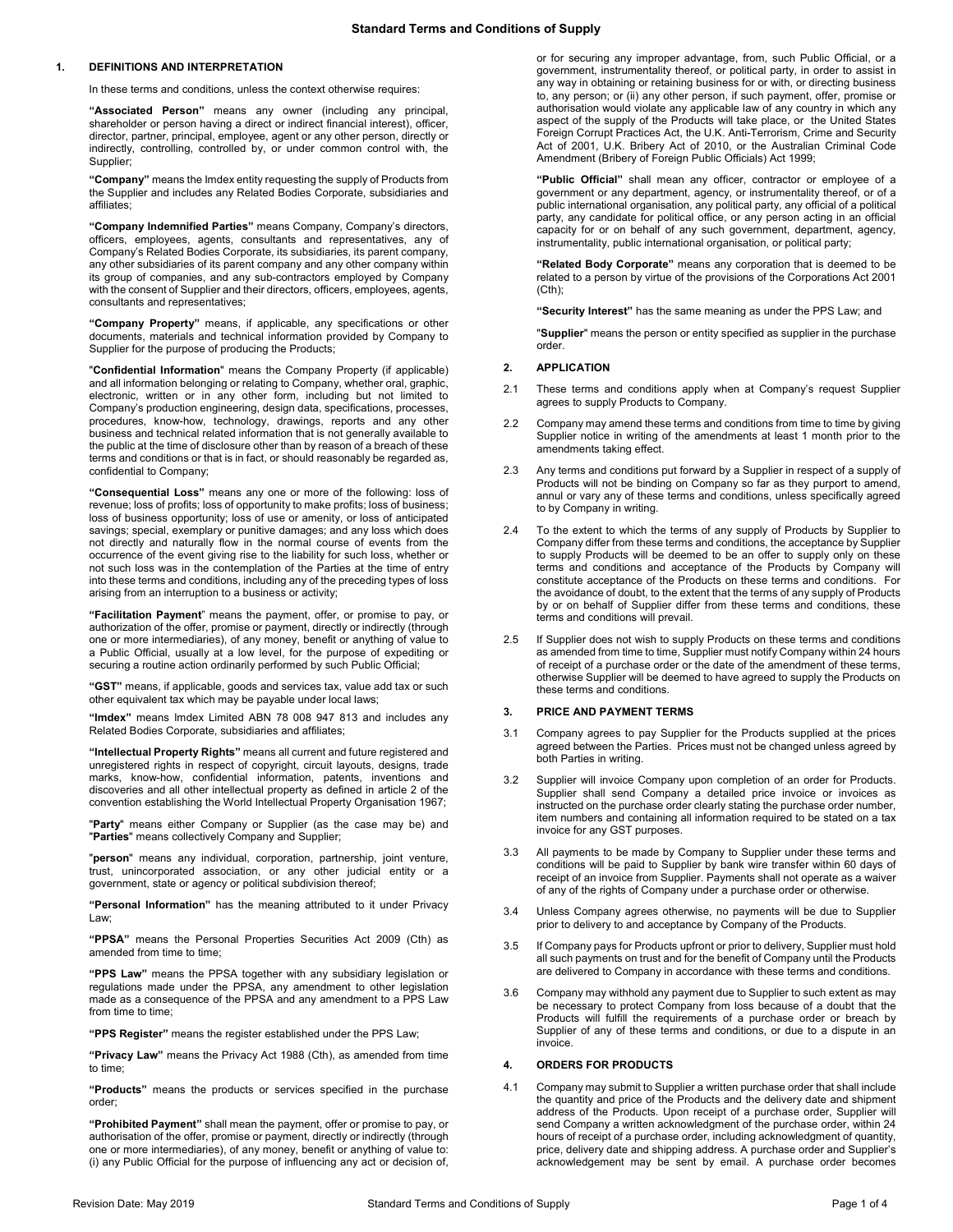# Standard Terms and Conditions of Supply

## 1. DEFINITIONS AND INTERPRETATION

In these terms and conditions, unless the context otherwise requires:

**"Associated Person"** means any owner (including any principal, shareholder or person having a direct or indirect financial interest), officer, director, partner, principal, employee, agent or any other person, directly or indirectly, controlling, controlled by, or under common control with, the Supplier;

**"Company"** means the Imdex entity requesting the supply of Products from the Supplier and includes any Related Bodies Corporate, subsidiaries and affiliates;

**"Company Indemnified Parties"** means Company, Company's directors, officers, employees, agents, consultants and representatives, any of Company's Related Bodies Corporate, its subsidiaries, its parent company, any other subsidiaries of its parent company and any other company within its group of companies, and any sub-contractors employed by Company with the consent of Supplier and their directors, officers, employees, agents, consultants and representatives;

**"Company Property"** means, if applicable, any specifications or other documents, materials and technical information provided by Company to Supplier for the purpose of producing the Products;

"**Confidential Information**" means the Company Property (if applicable) and all information belonging or relating to Company, whether oral, graphic, electronic, written or in any other form, including but not limited to Company's production engineering, design data, specifications, processes, procedures, know-how, technology, drawings, reports and any other business and technical related information that is not generally available to the public at the time of disclosure other than by reason of a breach of these terms and conditions or that is in fact, or should reasonably be regarded as, confidential to Company;

**"Consequential Loss"** means any one or more of the following: loss of revenue; loss of profits; loss of opportunity to make profits; loss of business; loss of business opportunity; loss of use or amenity, or loss of anticipated savings; special, exemplary or punitive damages; and any loss which does not directly and naturally flow in the normal course of events from the occurrence of the event giving rise to the liability for such loss, whether or not such loss was in the contemplation of the Parties at the time of entry into these terms and conditions, including any of the preceding types of loss arising from an interruption to a business or activity;

**"Facilitation Payment**" means the payment, offer, or promise to pay, or authorization of the offer, promise or payment, directly or indirectly (through one or more intermediaries), of any money, benefit or anything of value to a Public Official, usually at a low level, for the purpose of expediting or securing a routine action ordinarily performed by such Public Official;

**"GST"** means, if applicable, goods and services tax, value add tax or such other equivalent tax which may be payable under local laws;

**"Imdex"** means Imdex Limited ABN 78 008 947 813 and includes any Related Bodies Corporate, subsidiaries and affiliates;

**"Intellectual Property Rights"** means all current and future registered and unregistered rights in respect of copyright, circuit layouts, designs, trade marks, know-how, confidential information, patents, inventions and discoveries and all other intellectual property as defined in article 2 of the convention establishing the World Intellectual Property Organisation 1967;

"**Party**" means either Company or Supplier (as the case may be) and "**Parties**" means collectively Company and Supplier;

"**person**" means any individual, corporation, partnership, joint venture, trust, unincorporated association, or any other judicial entity or a government, state or agency or political subdivision thereof;

**"Personal Information"** has the meaning attributed to it under Privacy Law;

**"PPSA"** means the Personal Properties Securities Act 2009 (Cth) as amended from time to time;

**"PPS Law"** means the PPSA together with any subsidiary legislation or regulations made under the PPSA, any amendment to other legislation made as a consequence of the PPSA and any amendment to a PPS Law from time to time;

**"PPS Register"** means the register established under the PPS Law;

**"Privacy Law"** means the Privacy Act 1988 (Cth), as amended from time to time;

**"Products"** means the products or services specified in the purchase order;

**"Prohibited Payment"** shall mean the payment, offer or promise to pay, or authorisation of the offer, promise or payment, directly or indirectly (through one or more intermediaries), of any money, benefit or anything of value to: (i) any Public Official for the purpose of influencing any act or decision of, or for securing any improper advantage, from, such Public Official, or a government, instrumentality thereof, or political party, in order to assist in any way in obtaining or retaining business for or with, or directing business to, any person; or (ii) any other person, if such payment, offer, promise or authorisation would violate any applicable law of any country in which any aspect of the supply of the Products will take place, or the United States Foreign Corrupt Practices Act, the U.K. Anti-Terrorism, Crime and Security Act of 2001, U.K. Bribery Act of 2010, or the Australian Criminal Code Amendment (Bribery of Foreign Public Officials) Act 1999;

**"Public Official"** shall mean any officer, contractor or employee of a government or any department, agency, or instrumentality thereof, or of a public international organisation, any political party, any official of a political party, any candidate for political office, or any person acting in an official capacity for or on behalf of any such government, department, agency, instrumentality, public international organisation, or political party;

**"Related Body Corporate"** means any corporation that is deemed to be related to a person by virtue of the provisions of the Corporations Act 2001 (Cth);

**"Security Interest"** has the same meaning as under the PPS Law; and

"**Supplier**" means the person or entity specified as supplier in the purchase order.

## 2. APPLICATION

2.1 These terms and conditions apply when at Company's request Supplier agrees to supply Products to Company.

2.2 Company may amend these terms and conditions from time to time by giving Supplier notice in writing of the amendments at least 1 month prior to the amendments taking effect.

2.3 Any terms and conditions put forward by a Supplier in respect of a supply of Products will not be binding on Company so far as they purport to amend, annul or vary any of these terms and conditions, unless specifically agreed to by Company in writing.

2.4 To the extent to which the terms of any supply of Products by Supplier to Company differ from these terms and conditions, the acceptance by Supplier to supply Products will be deemed to be an offer to supply only on these terms and conditions and acceptance of the Products by Company will constitute acceptance of the Products on these terms and conditions. For the avoidance of doubt, to the extent that the terms of any supply of Products by or on behalf of Supplier differ from these terms and conditions, these terms and conditions will prevail.

2.5 If Supplier does not wish to supply Products on these terms and conditions as amended from time to time, Supplier must notify Company within 24 hours of receipt of a purchase order or the date of the amendment of these terms, otherwise Supplier will be deemed to have agreed to supply the Products on these terms and conditions.

## 3. PRICE AND PAYMENT TERMS

3.1 Company agrees to pay Supplier for the Products supplied at the prices agreed between the Parties. Prices must not be changed unless agreed by both Parties in writing.

3.2 Supplier will invoice Company upon completion of an order for Products. Supplier shall send Company a detailed price invoice or invoices as instructed on the purchase order clearly stating the purchase order number, item numbers and containing all information required to be stated on a tax invoice for any GST purposes.

3.3 All payments to be made by Company to Supplier under these terms and conditions will be paid to Supplier by bank wire transfer within 60 days of receipt of an invoice from Supplier. Payments shall not operate as a waiver of any of the rights of Company under a purchase order or otherwise.

3.4 Unless Company agrees otherwise, no payments will be due to Supplier prior to delivery to and acceptance by Company of the Products.

3.5 If Company pays for Products upfront or prior to delivery, Supplier must hold all such payments on trust and for the benefit of Company until the Products are delivered to Company in accordance with these terms and conditions.

3.6 Company may withhold any payment due to Supplier to such extent as may be necessary to protect Company from loss because of a doubt that the Products will fulfill the requirements of a purchase order or breach by Supplier of any of these terms and conditions, or due to a dispute in an invoice.

## 4. ORDERS FOR PRODUCTS

4.1 Company may submit to Supplier a written purchase order that shall include the quantity and price of the Products and the delivery date and shipment address of the Products. Upon receipt of a purchase order, Supplier will send Company a written acknowledgment of the purchase order, within 24 hours of receipt of a purchase order, including acknowledgment of quantity, price, delivery date and shipping address. A purchase order and Supplier's acknowledgement may be sent by email. A purchase order becomes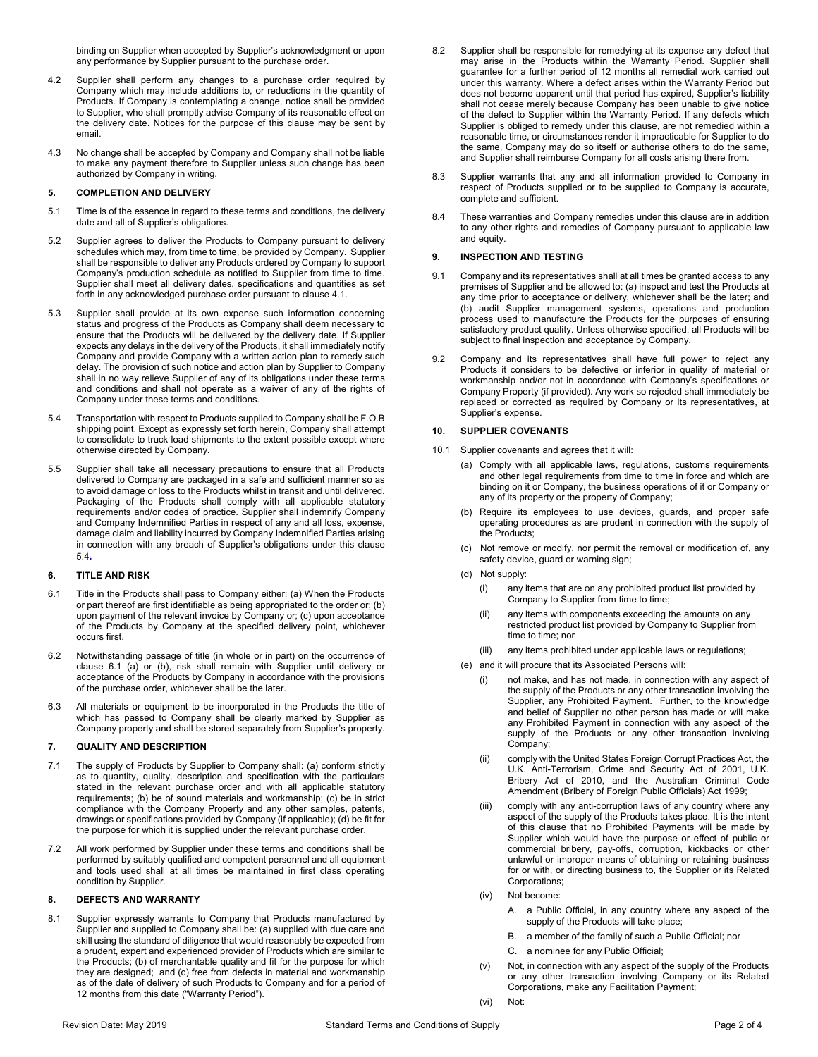binding on Supplier when accepted by Supplier's acknowledgment or upon any performance by Supplier pursuant to the purchase order.

4.2 Supplier shall perform any changes to a purchase order required by Company which may include additions to, or reductions in the quantity of Products. If Company is contemplating a change, notice shall be provided to Supplier, who shall promptly advise Company of its reasonable effect on the delivery date. Notices for the purpose of this clause may be sent by email.

4.3 No change shall be accepted by Company and Company shall not be liable to make any payment therefore to Supplier unless such change has been authorized by Company in writing.

## 5. COMPLETION AND DELIVERY

5.1 Time is of the essence in regard to these terms and conditions, the delivery date and all of Supplier's obligations.

5.2 Supplier agrees to deliver the Products to Company pursuant to delivery schedules which may, from time to time, be provided by Company. Supplier shall be responsible to deliver any Products ordered by Company to support Company's production schedule as notified to Supplier from time to time. Supplier shall meet all delivery dates, specifications and quantities as set forth in any acknowledged purchase order pursuant to clause 4.1.

5.3 Supplier shall provide at its own expense such information concerning status and progress of the Products as Company shall deem necessary to ensure that the Products will be delivered by the delivery date. If Supplier expects any delays in the delivery of the Products, it shall immediately notify Company and provide Company with a written action plan to remedy such delay. The provision of such notice and action plan by Supplier to Company shall in no way relieve Supplier of any of its obligations under these terms and conditions and shall not operate as a waiver of any of the rights of Company under these terms and conditions.

5.4 Transportation with respect to Products supplied to Company shall be F.O.B shipping point. Except as expressly set forth herein, Company shall attempt to consolidate to truck load shipments to the extent possible except where otherwise directed by Company.

5.5 Supplier shall take all necessary precautions to ensure that all Products delivered to Company are packaged in a safe and sufficient manner so as to avoid damage or loss to the Products whilst in transit and until delivered. Packaging of the Products shall comply with all applicable statutory requirements and/or codes of practice. Supplier shall indemnify Company and Company Indemnified Parties in respect of any and all loss, expense, damage claim and liability incurred by Company Indemnified Parties arising in connection with any breach of Supplier's obligations under this clause 5.4.

## 6. TITLE AND RISK

6.1 Title in the Products shall pass to Company either: (a) When the Products or part thereof are first identifiable as being appropriated to the order or; (b) upon payment of the relevant invoice by Company or; (c) upon acceptance of the Products by Company at the specified delivery point, whichever occurs first.

6.2 Notwithstanding passage of title (in whole or in part) on the occurrence of clause 6.1 (a) or (b), risk shall remain with Supplier until delivery or acceptance of the Products by Company in accordance with the provisions of the purchase order, whichever shall be the later.

6.3 All materials or equipment to be incorporated in the Products the title of which has passed to Company shall be clearly marked by Supplier as Company property and shall be stored separately from Supplier's property.

## 7. QUALITY AND DESCRIPTION

7.1 The supply of Products by Supplier to Company shall: (a) conform strictly as to quantity, quality, description and specification with the particulars stated in the relevant purchase order and with all applicable statutory requirements; (b) be of sound materials and workmanship; (c) be in strict compliance with the Company Property and any other samples, patents, drawings or specifications provided by Company (if applicable); (d) be fit for the purpose for which it is supplied under the relevant purchase order.

7.2 All work performed by Supplier under these terms and conditions shall be performed by suitably qualified and competent personnel and all equipment and tools used shall at all times be maintained in first class operating condition by Supplier.

## 8. DEFECTS AND WARRANTY

8.1 Supplier expressly warrants to Company that Products manufactured by Supplier and supplied to Company shall be: (a) supplied with due care and skill using the standard of diligence that would reasonably be expected from a prudent, expert and experienced provider of Products which are similar to the Products; (b) of merchantable quality and fit for the purpose for which they are designed; and (c) free from defects in material and workmanship as of the date of delivery of such Products to Company and for a period of 12 months from this date ("Warranty Period").

8.2 Supplier shall be responsible for remedying at its expense any defect that may arise in the Products within the Warranty Period. Supplier shall guarantee for a further period of 12 months all remedial work carried out under this warranty. Where a defect arises within the Warranty Period but does not become apparent until that period has expired, Supplier's liability shall not cease merely because Company has been unable to give notice of the defect to Supplier within the Warranty Period. If any defects which Supplier is obliged to remedy under this clause, are not remedied within a reasonable time, or circumstances render it impracticable for Supplier to do the same, Company may do so itself or authorise others to do the same, and Supplier shall reimburse Company for all costs arising there from.

8.3 Supplier warrants that any and all information provided to Company in respect of Products supplied or to be supplied to Company is accurate, complete and sufficient.

8.4 These warranties and Company remedies under this clause are in addition to any other rights and remedies of Company pursuant to applicable law and equity.

## 9. INSPECTION AND TESTING

9.1 Company and its representatives shall at all times be granted access to any premises of Supplier and be allowed to: (a) inspect and test the Products at any time prior to acceptance or delivery, whichever shall be the later; and (b) audit Supplier management systems, operations and production process used to manufacture the Products for the purposes of ensuring satisfactory product quality. Unless otherwise specified, all Products will be subject to final inspection and acceptance by Company.

9.2 Company and its representatives shall have full power to reject any Products it considers to be defective or inferior in quality of material or workmanship and/or not in accordance with Company's specifications or Company Property (if provided). Any work so rejected shall immediately be replaced or corrected as required by Company or its representatives, at Supplier's expense.

## 10. SUPPLIER COVENANTS

10.1 Supplier covenants and agrees that it will:

(a) Comply with all applicable laws, regulations, customs requirements and other legal requirements from time to time in force and which are binding on it or Company, the business operations of it or Company or any of its property or the property of Company;

(b) Require its employees to use devices, guards, and proper safe operating procedures as are prudent in connection with the supply of the Products;

(c) Not remove or modify, nor permit the removal or modification of, any safety device, guard or warning sign;

(d) Not supply:

(i) any items that are on any prohibited product list provided by Company to Supplier from time to time;

(ii) any items with components exceeding the amounts on any restricted product list provided by Company to Supplier from time to time; nor

(iii) any items prohibited under applicable laws or regulations;

(e) and it will procure that its Associated Persons will:

(i) not make, and has not made, in connection with any aspect of the supply of the Products or any other transaction involving the Supplier, any Prohibited Payment. Further, to the knowledge and belief of Supplier no other person has made or will make any Prohibited Payment in connection with any aspect of the supply of the Products or any other transaction involving Company;

(ii) comply with the United States Foreign Corrupt Practices Act, the U.K. Anti-Terrorism, Crime and Security Act of 2001, U.K. Bribery Act of 2010, and the Australian Criminal Code Amendment (Bribery of Foreign Public Officials) Act 1999;

(iii) comply with any anti-corruption laws of any country where any aspect of the supply of the Products takes place. It is the intent of this clause that no Prohibited Payments will be made by Supplier which would have the purpose or effect of public or commercial bribery, pay-offs, corruption, kickbacks or other unlawful or improper means of obtaining or retaining business for or with, or directing business to, the Supplier or its Related Corporations;

(iv) Not become:

A. a Public Official, in any country where any aspect of the supply of the Products will take place;

B. a member of the family of such a Public Official; nor

C. a nominee for any Public Official;

(v) Not, in connection with any aspect of the supply of the Products or any other transaction involving Company or its Related Corporations, make any Facilitation Payment;

(vi) Not: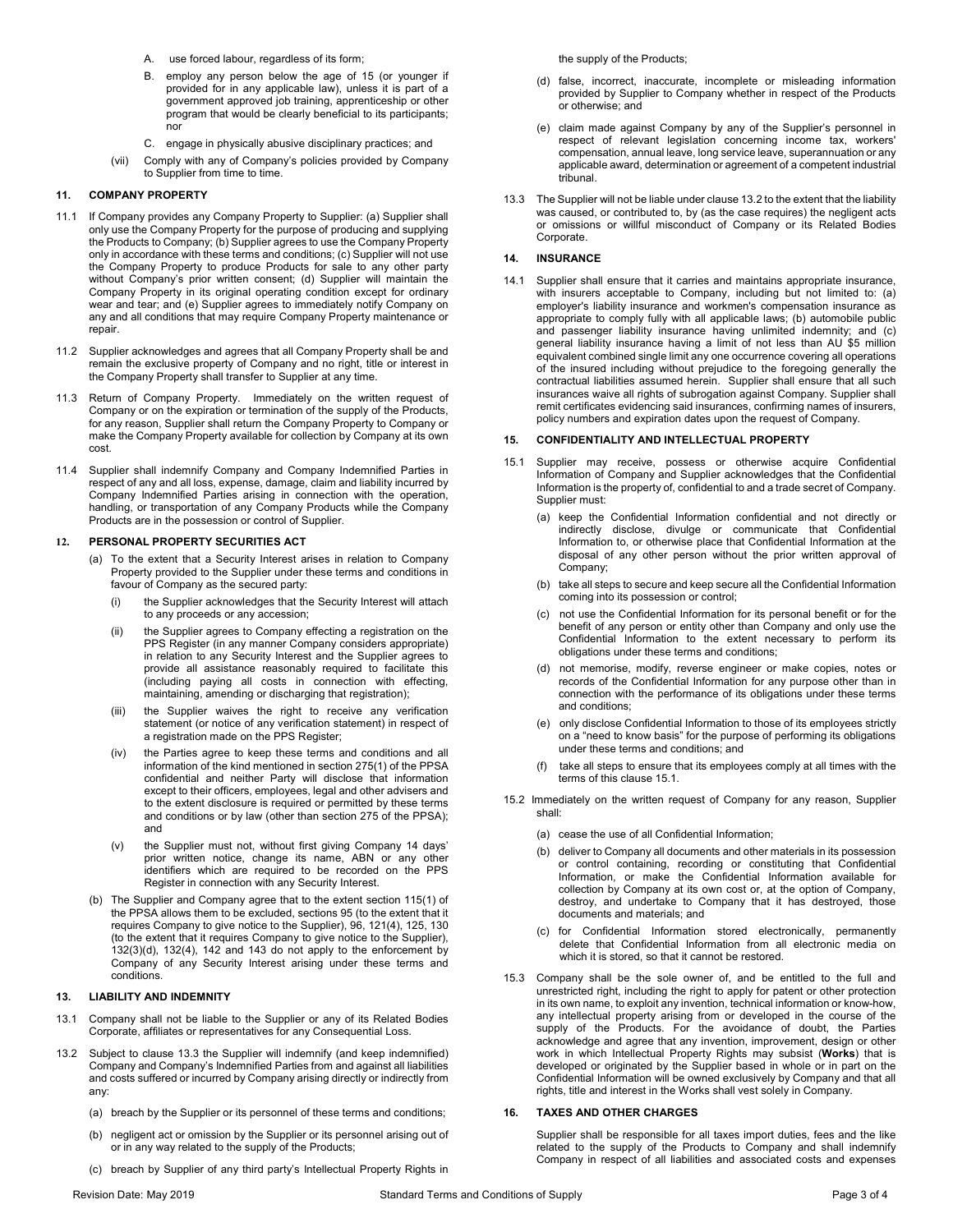A. use forced labour, regardless of its form;

B. employ any person below the age of 15 (or younger if provided for in any applicable law), unless it is part of a government approved job training, apprenticeship or other program that would be clearly beneficial to its participants; nor

C. engage in physically abusive disciplinary practices; and

(vii) Comply with any of Company's policies provided by Company to Supplier from time to time.

## 11. COMPANY PROPERTY

11.1 If Company provides any Company Property to Supplier: (a) Supplier shall only use the Company Property for the purpose of producing and supplying the Products to Company; (b) Supplier agrees to use the Company Property only in accordance with these terms and conditions; (c) Supplier will not use the Company Property to produce Products for sale to any other party without Company's prior written consent; (d) Supplier will maintain the Company Property in its original operating condition except for ordinary wear and tear; and (e) Supplier agrees to immediately notify Company on any and all conditions that may require Company Property maintenance or repair.

11.2 Supplier acknowledges and agrees that all Company Property shall be and remain the exclusive property of Company and no right, title or interest in the Company Property shall transfer to Supplier at any time.

11.3 Return of Company Property. Immediately on the written request of Company or on the expiration or termination of the supply of the Products, for any reason, Supplier shall return the Company Property to Company or make the Company Property available for collection by Company at its own cost.

11.4 Supplier shall indemnify Company and Company Indemnified Parties in respect of any and all loss, expense, damage, claim and liability incurred by Company Indemnified Parties arising in connection with the operation, handling, or transportation of any Company Products while the Company Products are in the possession or control of Supplier.

## 12. PERSONAL PROPERTY SECURITIES ACT

(a) To the extent that a Security Interest arises in relation to Company Property provided to the Supplier under these terms and conditions in favour of Company as the secured party:

(i) the Supplier acknowledges that the Security Interest will attach to any proceeds or any accession;

(ii) the Supplier agrees to Company effecting a registration on the PPS Register (in any manner Company considers appropriate) in relation to any Security Interest and the Supplier agrees to provide all assistance reasonably required to facilitate this (including paying all costs in connection with effecting, maintaining, amending or discharging that registration);

(iii) the Supplier waives the right to receive any verification statement (or notice of any verification statement) in respect of a registration made on the PPS Register;

(iv) the Parties agree to keep these terms and conditions and all information of the kind mentioned in section 275(1) of the PPSA confidential and neither Party will disclose that information except to their officers, employees, legal and other advisers and to the extent disclosure is required or permitted by these terms and conditions or by law (other than section 275 of the PPSA); and

(v) the Supplier must not, without first giving Company 14 days' prior written notice, change its name, ABN or any other identifiers which are required to be recorded on the PPS Register in connection with any Security Interest.

(b) The Supplier and Company agree that to the extent section 115(1) of the PPSA allows them to be excluded, sections 95 (to the extent that it requires Company to give notice to the Supplier), 96, 121(4), 125, 130 (to the extent that it requires Company to give notice to the Supplier), 132(3)(d), 132(4), 142 and 143 do not apply to the enforcement by Company of any Security Interest arising under these terms and conditions.

## 13. LIABILITY AND INDEMNITY

13.1 Company shall not be liable to the Supplier or any of its Related Bodies Corporate, affiliates or representatives for any Consequential Loss.

13.2 Subject to clause 13.3 the Supplier will indemnify (and keep indemnified) Company and Company's Indemnified Parties from and against all liabilities and costs suffered or incurred by Company arising directly or indirectly from any:

(a) breach by the Supplier or its personnel of these terms and conditions;

(b) negligent act or omission by the Supplier or its personnel arising out of or in any way related to the supply of the Products;

(c) breach by Supplier of any third party's Intellectual Property Rights in the supply of the Products;

(d) false, incorrect, inaccurate, incomplete or misleading information provided by Supplier to Company whether in respect of the Products or otherwise; and

(e) claim made against Company by any of the Supplier's personnel in respect of relevant legislation concerning income tax, workers' compensation, annual leave, long service leave, superannuation or any applicable award, determination or agreement of a competent industrial tribunal.

13.3 The Supplier will not be liable under clause 13.2 to the extent that the liability was caused, or contributed to, by (as the case requires) the negligent acts or omissions or willful misconduct of Company or its Related Bodies Corporate.

## 14. INSURANCE

14.1 Supplier shall ensure that it carries and maintains appropriate insurance, with insurers acceptable to Company, including but not limited to: (a) employer's liability insurance and workmen's compensation insurance as appropriate to comply fully with all applicable laws; (b) automobile public and passenger liability insurance having unlimited indemnity; and (c) general liability insurance having a limit of not less than AU $5 million equivalent combined single limit any one occurrence covering all operations of the insured including without prejudice to the foregoing generally the contractual liabilities assumed herein. Supplier shall ensure that all such insurances waive all rights of subrogation against Company. Supplier shall remit certificates evidencing said insurances, confirming names of insurers, policy numbers and expiration dates upon the request of Company.

## 15. CONFIDENTIALITY AND INTELLECTUAL PROPERTY

15.1 Supplier may receive, possess or otherwise acquire Confidential Information of Company and Supplier acknowledges that the Confidential Information is the property of, confidential to and a trade secret of Company. Supplier must:

(a) keep the Confidential Information confidential and not directly or indirectly disclose, divulge or communicate that Confidential Information to, or otherwise place that Confidential Information at the disposal of any other person without the prior written approval of Company;

(b) take all steps to secure and keep secure all the Confidential Information coming into its possession or control;

(c) not use the Confidential Information for its personal benefit or for the benefit of any person or entity other than Company and only use the Confidential Information to the extent necessary to perform its obligations under these terms and conditions;

(d) not memorise, modify, reverse engineer or make copies, notes or records of the Confidential Information for any purpose other than in connection with the performance of its obligations under these terms and conditions;

(e) only disclose Confidential Information to those of its employees strictly on a "need to know basis" for the purpose of performing its obligations under these terms and conditions; and

(f) take all steps to ensure that its employees comply at all times with the terms of this clause 15.1.

15.2 Immediately on the written request of Company for any reason, Supplier shall:

(a) cease the use of all Confidential Information;

(b) deliver to Company all documents and other materials in its possession or control containing, recording or constituting that Confidential Information, or make the Confidential Information available for collection by Company at its own cost or, at the option of Company, destroy, and undertake to Company that it has destroyed, those documents and materials; and

(c) for Confidential Information stored electronically, permanently delete that Confidential Information from all electronic media on which it is stored, so that it cannot be restored.

15.3 Company shall be the sole owner of, and be entitled to the full and unrestricted right, including the right to apply for patent or other protection in its own name, to exploit any invention, technical information or know-how, any intellectual property arising from or developed in the course of the supply of the Products. For the avoidance of doubt, the Parties acknowledge and agree that any invention, improvement, design or other work in which Intellectual Property Rights may subsist (**Works**) that is developed or originated by the Supplier based in whole or in part on the Confidential Information will be owned exclusively by Company and that all rights, title and interest in the Works shall vest solely in Company.

## 16. TAXES AND OTHER CHARGES

Supplier shall be responsible for all taxes import duties, fees and the like related to the supply of the Products to Company and shall indemnify Company in respect of all liabilities and associated costs and expenses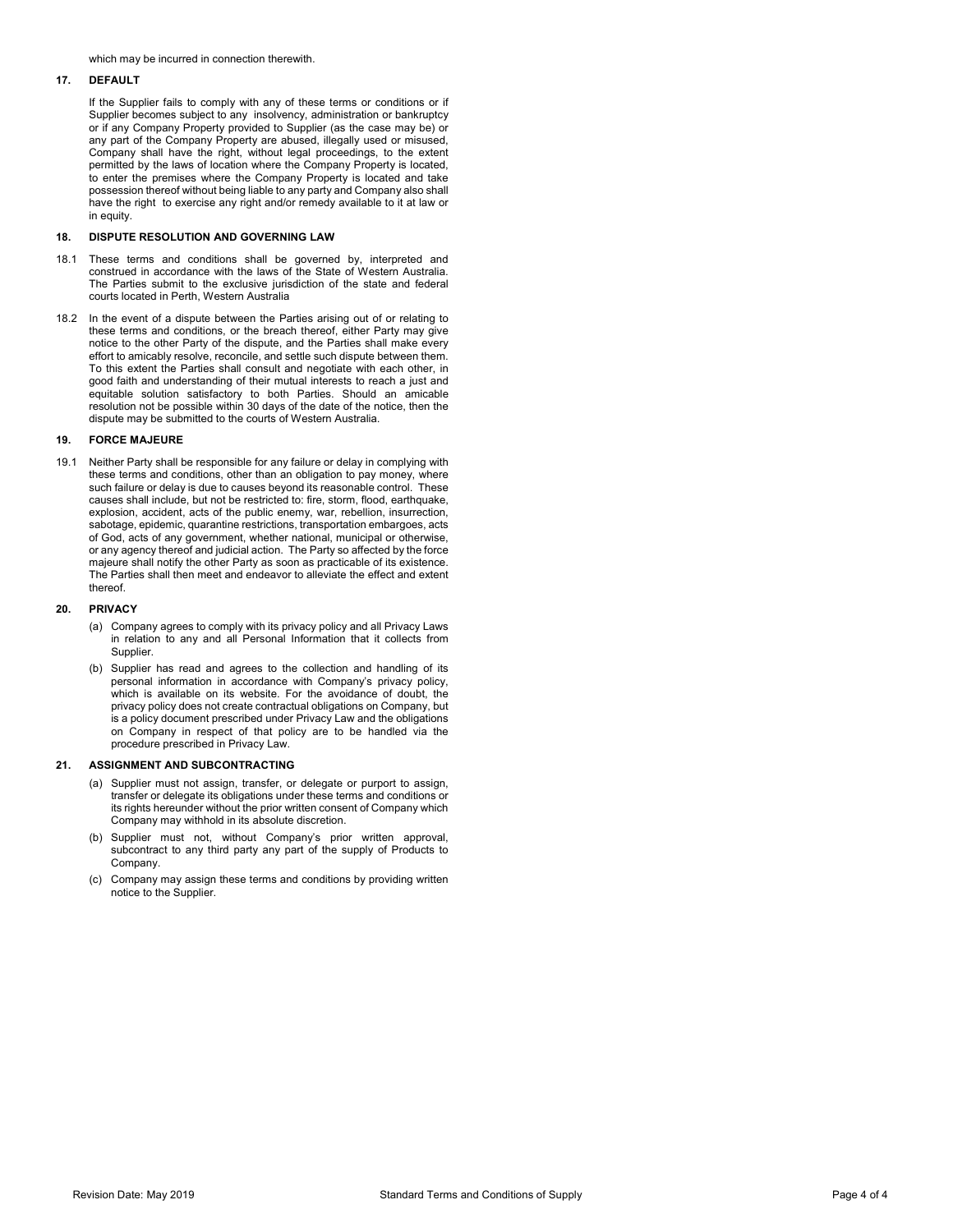which may be incurred in connection therewith.

## 17. DEFAULT

If the Supplier fails to comply with any of these terms or conditions or if Supplier becomes subject to any insolvency, administration or bankruptcy or if any Company Property provided to Supplier (as the case may be) or any part of the Company Property are abused, illegally used or misused, Company shall have the right, without legal proceedings, to the extent permitted by the laws of location where the Company Property is located, to enter the premises where the Company Property is located and take possession thereof without being liable to any party and Company also shall have the right to exercise any right and/or remedy available to it at law or in equity.

## 18. DISPUTE RESOLUTION AND GOVERNING LAW

18.1 These terms and conditions shall be governed by, interpreted and construed in accordance with the laws of the State of Western Australia. The Parties submit to the exclusive jurisdiction of the state and federal courts located in Perth, Western Australia

18.2 In the event of a dispute between the Parties arising out of or relating to these terms and conditions, or the breach thereof, either Party may give notice to the other Party of the dispute, and the Parties shall make every effort to amicably resolve, reconcile, and settle such dispute between them. To this extent the Parties shall consult and negotiate with each other, in good faith and understanding of their mutual interests to reach a just and equitable solution satisfactory to both Parties. Should an amicable resolution not be possible within 30 days of the date of the notice, then the dispute may be submitted to the courts of Western Australia.

## 19. FORCE MAJEURE

19.1 Neither Party shall be responsible for any failure or delay in complying with these terms and conditions, other than an obligation to pay money, where such failure or delay is due to causes beyond its reasonable control. These causes shall include, but not be restricted to: fire, storm, flood, earthquake, explosion, accident, acts of the public enemy, war, rebellion, insurrection, sabotage, epidemic, quarantine restrictions, transportation embargoes, acts of God, acts of any government, whether national, municipal or otherwise, or any agency thereof and judicial action. The Party so affected by the force majeure shall notify the other Party as soon as practicable of its existence. The Parties shall then meet and endeavor to alleviate the effect and extent thereof.

## 20. PRIVACY

(a) Company agrees to comply with its privacy policy and all Privacy Laws in relation to any and all Personal Information that it collects from Supplier.

(b) Supplier has read and agrees to the collection and handling of its personal information in accordance with Company's privacy policy, which is available on its website. For the avoidance of doubt, the privacy policy does not create contractual obligations on Company, but is a policy document prescribed under Privacy Law and the obligations on Company in respect of that policy are to be handled via the procedure prescribed in Privacy Law.

## 21. ASSIGNMENT AND SUBCONTRACTING

(a) Supplier must not assign, transfer, or delegate or purport to assign, transfer or delegate its obligations under these terms and conditions or its rights hereunder without the prior written consent of Company which Company may withhold in its absolute discretion.

(b) Supplier must not, without Company's prior written approval, subcontract to any third party any part of the supply of Products to Company.

(c) Company may assign these terms and conditions by providing written notice to the Supplier.